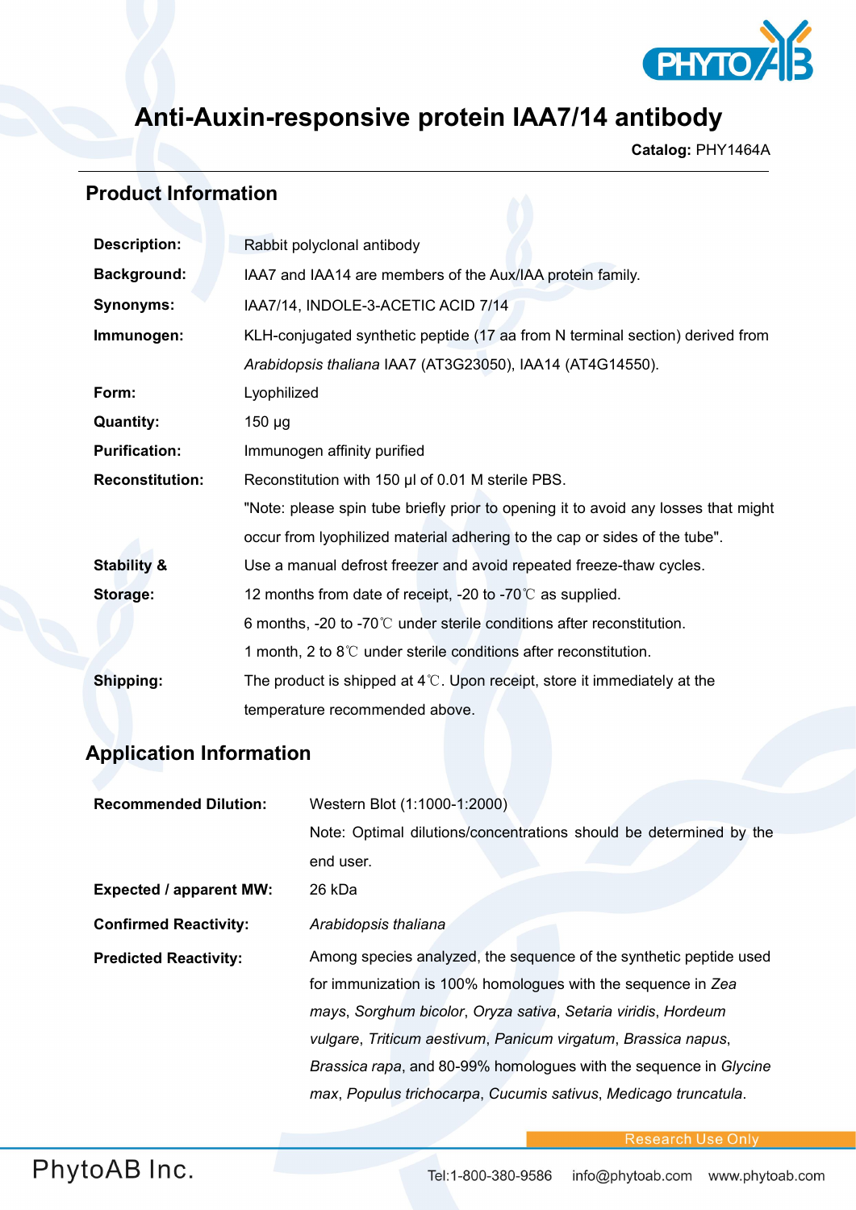# Anti-Auxin-responsive protein IAA7/14 antibody

**Catalog:** PHY1464A

## Product Information

| | |
|---|---|
| **Description:** | Rabbit polyclonal antibody |
| **Background:** | IAA7 and IAA14 are members of the Aux/IAA protein family. |
| **Synonyms:** | IAA7/14, INDOLE-3-ACETIC ACID 7/14 |
| **Immunogen:** | KLH-conjugated synthetic peptide (17 aa from N terminal section) derived from *Arabidopsis thaliana* IAA7 (AT3G23050), IAA14 (AT4G14550). |
| **Form:** | Lyophilized |
| **Quantity:** | 150 µg |
| **Purification:** | Immunogen affinity purified |
| **Reconstitution:** | Reconstitution with 150 µl of 0.01 M sterile PBS. "Note: please spin tube briefly prior to opening it to avoid any losses that might occur from lyophilized material adhering to the cap or sides of the tube". |
| **Stability & Storage:** | Use a manual defrost freezer and avoid repeated freeze-thaw cycles. 12 months from date of receipt, -20 to -70℃ as supplied. 6 months, -20 to -70℃ under sterile conditions after reconstitution. 1 month, 2 to 8℃ under sterile conditions after reconstitution. |
| **Shipping:** | The product is shipped at 4℃. Upon receipt, store it immediately at the temperature recommended above. |

## Application Information

| | |
|---|---|
| **Recommended Dilution:** | Western Blot (1:1000-1:2000) Note: Optimal dilutions/concentrations should be determined by the end user. |
| **Expected / apparent MW:** | 26 kDa |
| **Confirmed Reactivity:** | *Arabidopsis thaliana* |
| **Predicted Reactivity:** | Among species analyzed, the sequence of the synthetic peptide used for immunization is 100% homologues with the sequence in *Zea mays*, *Sorghum bicolor*, *Oryza sativa*, *Setaria viridis*, *Hordeum vulgare*, *Triticum aestivum*, *Panicum virgatum*, *Brassica napus*, *Brassica rapa*, and 80-99% homologues with the sequence in *Glycine max*, *Populus trichocarpa*, *Cucumis sativus*, *Medicago truncatula*. |

Research Use Only

PhytoAB Inc. Tel:1-800-380-9586 info@phytoab.com www.phytoab.com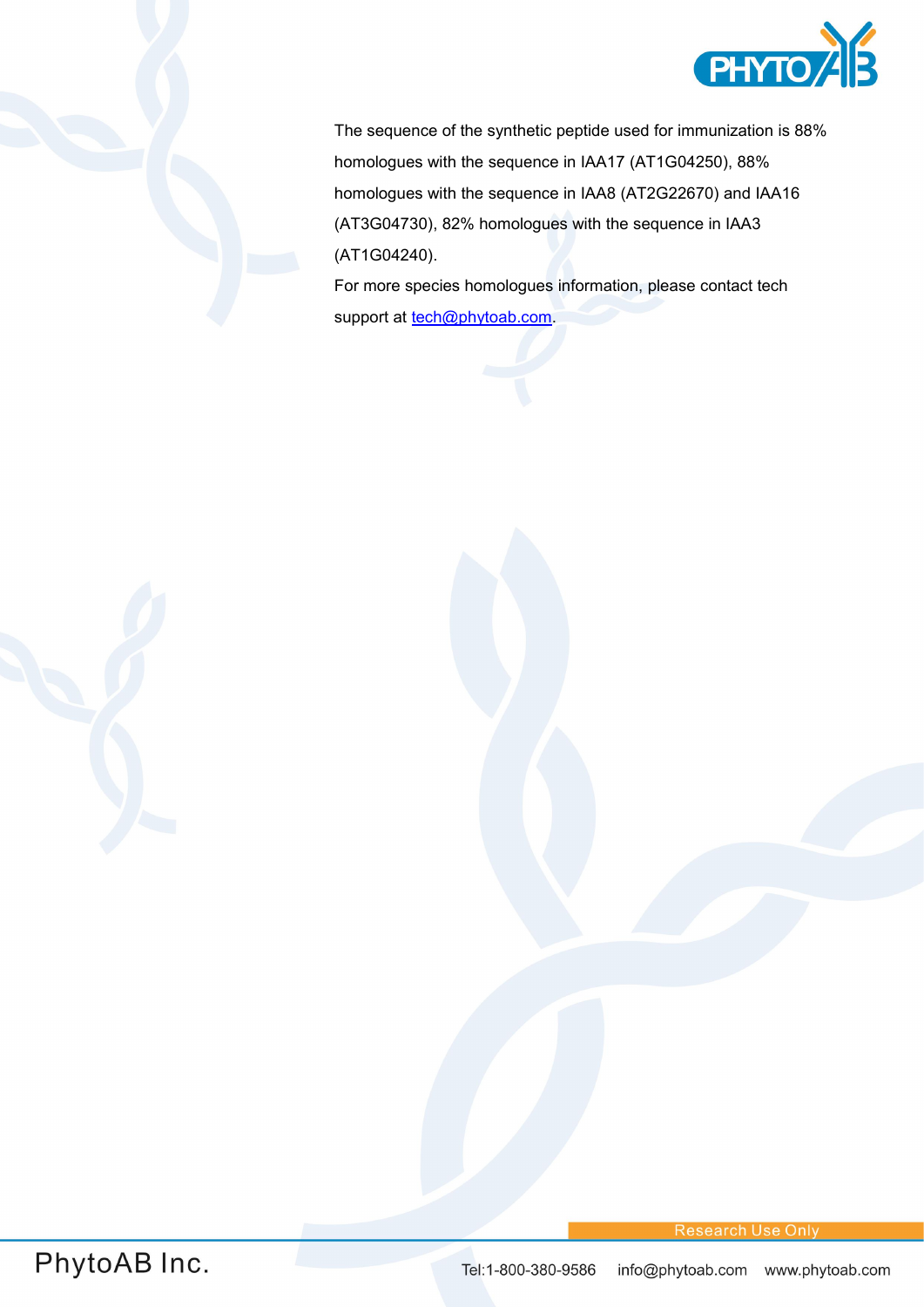The sequence of the synthetic peptide used for immunization is 88% homologues with the sequence in IAA17 (AT1G04250), 88% homologues with the sequence in IAA8 (AT2G22670) and IAA16 (AT3G04730), 82% homologues with the sequence in IAA3 (AT1G04240).

For more species homologues information, please contact tech support at tech@phytoab.com.